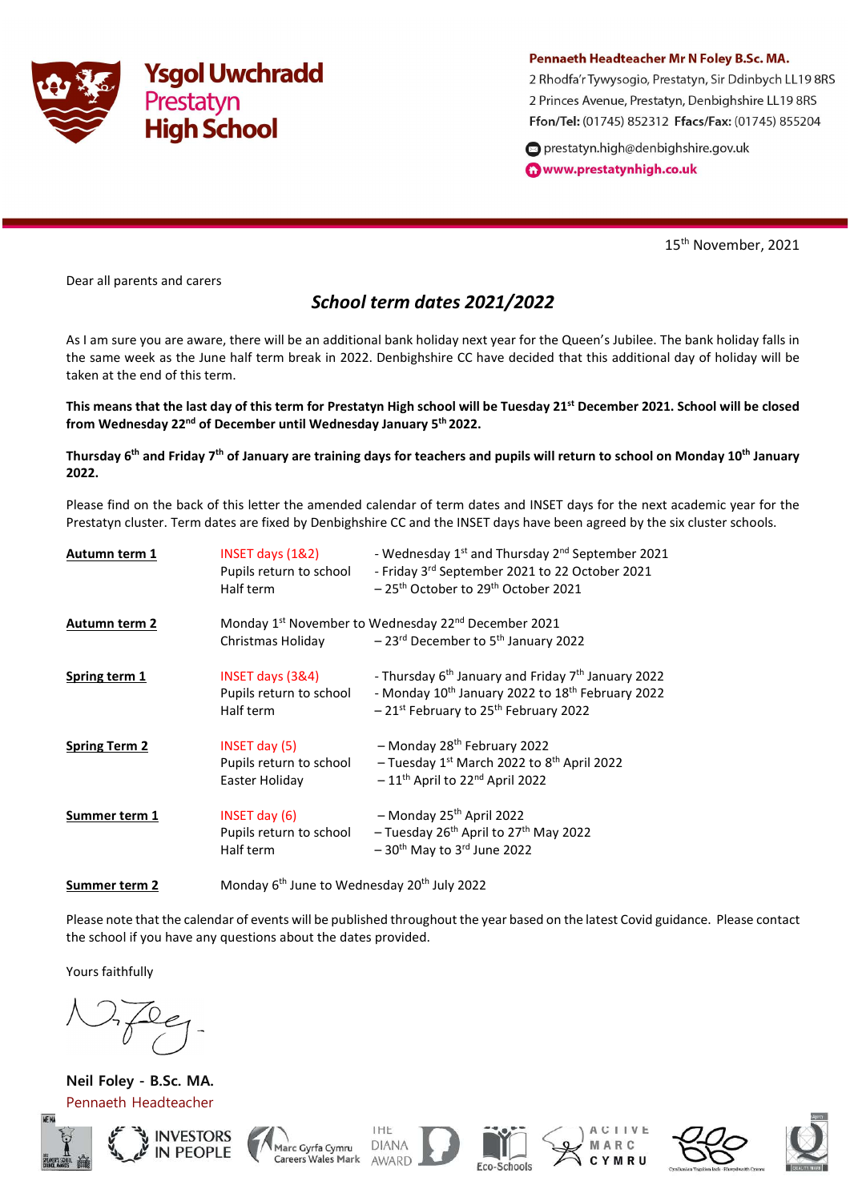# Ysgol Uwchradd Prestatyn High School

**Pennaeth Headteacher Mr N Foley B.Sc. MA.**
2 Rhodfa'r Tywysogio, Prestatyn, Sir Ddinbych LL19 8RS
2 Princes Avenue, Prestatyn, Denbighshire LL19 8RS
**Ffon/Tel:** (01745) 852312 **Ffacs/Fax:** (01745) 855204
prestatyn.high@denbighshire.gov.uk
**www.prestatynhigh.co.uk**

15th November, 2021

Dear all parents and carers

## *School term dates 2021/2022*

As I am sure you are aware, there will be an additional bank holiday next year for the Queen's Jubilee. The bank holiday falls in the same week as the June half term break in 2022. Denbighshire CC have decided that this additional day of holiday will be taken at the end of this term.

**This means that the last day of this term for Prestatyn High school will be Tuesday 21st December 2021. School will be closed from Wednesday 22nd of December until Wednesday January 5th 2022.**

**Thursday 6th and Friday 7th of January are training days for teachers and pupils will return to school on Monday 10th January 2022.**

Please find on the back of this letter the amended calendar of term dates and INSET days for the next academic year for the Prestatyn cluster. Term dates are fixed by Denbighshire CC and the INSET days have been agreed by the six cluster schools.

| | | |
|---|---|---|
| **Autumn term 1** | INSET days (1&2) | - Wednesday 1st and Thursday 2nd September 2021 |
| | Pupils return to school | - Friday 3rd September 2021 to 22 October 2021 |
| | Half term | – 25th October to 29th October 2021 |
| **Autumn term 2** | Monday 1st November to Wednesday 22nd December 2021 | |
| | Christmas Holiday | – 23rd December to 5th January 2022 |
| **Spring term 1** | INSET days (3&4) | - Thursday 6th January and Friday 7th January 2022 |
| | Pupils return to school | - Monday 10th January 2022 to 18th February 2022 |
| | Half term | – 21st February to 25th February 2022 |
| **Spring Term 2** | INSET day (5) | – Monday 28th February 2022 |
| | Pupils return to school | – Tuesday 1st March 2022 to 8th April 2022 |
| | Easter Holiday | – 11th April to 22nd April 2022 |
| **Summer term 1** | INSET day (6) | – Monday 25th April 2022 |
| | Pupils return to school | – Tuesday 26th April to 27th May 2022 |
| | Half term | – 30th May to 3rd June 2022 |
| **Summer term 2** | Monday 6th June to Wednesday 20th July 2022 | |

Please note that the calendar of events will be published throughout the year based on the latest Covid guidance. Please contact the school if you have any questions about the dates provided.

Yours faithfully

**Neil Foley - B.Sc. MA.**
Pennaeth Headteacher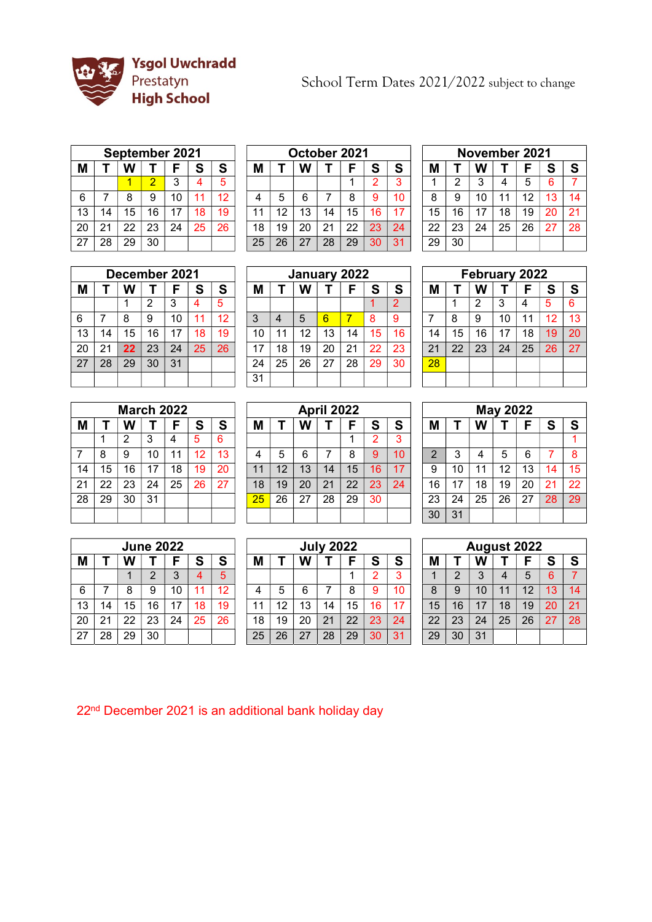Ysgol Uwchradd Prestatyn High School

School Term Dates 2021/2022 subject to change

| September 2021 | | | | | | |
|---|---|---|---|---|---|---|
| M | T | W | T | F | S | S |
| | | 1 | 2 | 3 | 4 | 5 |
| 6 | 7 | 8 | 9 | 10 | 11 | 12 |
| 13 | 14 | 15 | 16 | 17 | 18 | 19 |
| 20 | 21 | 22 | 23 | 24 | 25 | 26 |
| 27 | 28 | 29 | 30 | | | |

| October 2021 | | | | | | |
|---|---|---|---|---|---|---|
| M | T | W | T | F | S | S |
| | | | | 1 | 2 | 3 |
| 4 | 5 | 6 | 7 | 8 | 9 | 10 |
| 11 | 12 | 13 | 14 | 15 | 16 | 17 |
| 18 | 19 | 20 | 21 | 22 | 23 | 24 |
| 25 | 26 | 27 | 28 | 29 | 30 | 31 |

| November 2021 | | | | | | |
|---|---|---|---|---|---|---|
| M | T | W | T | F | S | S |
| 1 | 2 | 3 | 4 | 5 | 6 | 7 |
| 8 | 9 | 10 | 11 | 12 | 13 | 14 |
| 15 | 16 | 17 | 18 | 19 | 20 | 21 |
| 22 | 23 | 24 | 25 | 26 | 27 | 28 |
| 29 | 30 | | | | | |

| December 2021 | | | | | | |
|---|---|---|---|---|---|---|
| M | T | W | T | F | S | S |
| | | 1 | 2 | 3 | 4 | 5 |
| 6 | 7 | 8 | 9 | 10 | 11 | 12 |
| 13 | 14 | 15 | 16 | 17 | 18 | 19 |
| 20 | 21 | 22 | 23 | 24 | 25 | 26 |
| 27 | 28 | 29 | 30 | 31 | | |

| January 2022 | | | | | | |
|---|---|---|---|---|---|---|
| M | T | W | T | F | S | S |
| | | | | | 1 | 2 |
| 3 | 4 | 5 | 6 | 7 | 8 | 9 |
| 10 | 11 | 12 | 13 | 14 | 15 | 16 |
| 17 | 18 | 19 | 20 | 21 | 22 | 23 |
| 24 | 25 | 26 | 27 | 28 | 29 | 30 |
| 31 | | | | | | |

| February 2022 | | | | | | |
|---|---|---|---|---|---|---|
| M | T | W | T | F | S | S |
| | 1 | 2 | 3 | 4 | 5 | 6 |
| 7 | 8 | 9 | 10 | 11 | 12 | 13 |
| 14 | 15 | 16 | 17 | 18 | 19 | 20 |
| 21 | 22 | 23 | 24 | 25 | 26 | 27 |
| 28 | | | | | | |

| March 2022 | | | | | | |
|---|---|---|---|---|---|---|
| M | T | W | T | F | S | S |
| | 1 | 2 | 3 | 4 | 5 | 6 |
| 7 | 8 | 9 | 10 | 11 | 12 | 13 |
| 14 | 15 | 16 | 17 | 18 | 19 | 20 |
| 21 | 22 | 23 | 24 | 25 | 26 | 27 |
| 28 | 29 | 30 | 31 | | | |

| April 2022 | | | | | | |
|---|---|---|---|---|---|---|
| M | T | W | T | F | S | S |
| | | | | 1 | 2 | 3 |
| 4 | 5 | 6 | 7 | 8 | 9 | 10 |
| 11 | 12 | 13 | 14 | 15 | 16 | 17 |
| 18 | 19 | 20 | 21 | 22 | 23 | 24 |
| 25 | 26 | 27 | 28 | 29 | 30 | |

| May 2022 | | | | | | |
|---|---|---|---|---|---|---|
| M | T | W | T | F | S | S |
| | | | | | | 1 |
| 2 | 3 | 4 | 5 | 6 | 7 | 8 |
| 9 | 10 | 11 | 12 | 13 | 14 | 15 |
| 16 | 17 | 18 | 19 | 20 | 21 | 22 |
| 23 | 24 | 25 | 26 | 27 | 28 | 29 |
| 30 | 31 | | | | | |

| June 2022 | | | | | | |
|---|---|---|---|---|---|---|
| M | T | W | T | F | S | S |
| | | 1 | 2 | 3 | 4 | 5 |
| 6 | 7 | 8 | 9 | 10 | 11 | 12 |
| 13 | 14 | 15 | 16 | 17 | 18 | 19 |
| 20 | 21 | 22 | 23 | 24 | 25 | 26 |
| 27 | 28 | 29 | 30 | | | |

| July 2022 | | | | | | |
|---|---|---|---|---|---|---|
| M | T | W | T | F | S | S |
| | | | | 1 | 2 | 3 |
| 4 | 5 | 6 | 7 | 8 | 9 | 10 |
| 11 | 12 | 13 | 14 | 15 | 16 | 17 |
| 18 | 19 | 20 | 21 | 22 | 23 | 24 |
| 25 | 26 | 27 | 28 | 29 | 30 | 31 |

| August 2022 | | | | | | |
|---|---|---|---|---|---|---|
| M | T | W | T | F | S | S |
| 1 | 2 | 3 | 4 | 5 | 6 | 7 |
| 8 | 9 | 10 | 11 | 12 | 13 | 14 |
| 15 | 16 | 17 | 18 | 19 | 20 | 21 |
| 22 | 23 | 24 | 25 | 26 | 27 | 28 |
| 29 | 30 | 31 | | | | |

22nd December 2021 is an additional bank holiday day